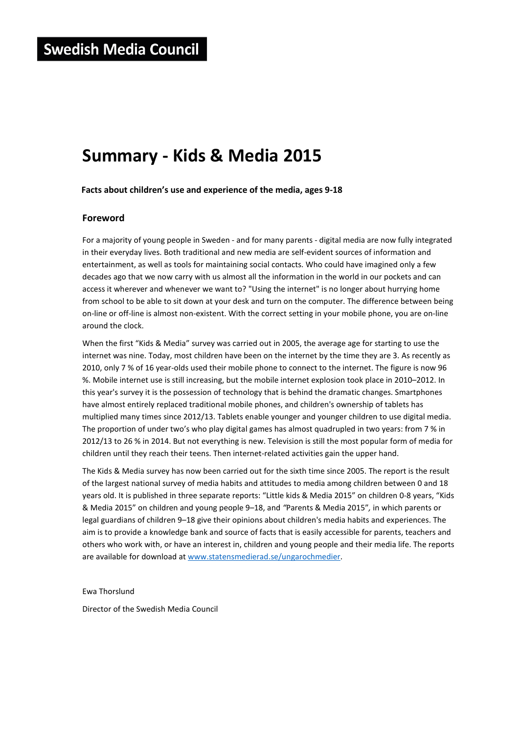# Swedish Media Council

# Summary - Kids & Media 2015

**Facts about children's use and experience of the media, ages 9-18**

## Foreword

For a majority of young people in Sweden - and for many parents - digital media are now fully integrated in their everyday lives. Both traditional and new media are self-evident sources of information and entertainment, as well as tools for maintaining social contacts. Who could have imagined only a few decades ago that we now carry with us almost all the information in the world in our pockets and can access it wherever and whenever we want to? "Using the internet" is no longer about hurrying home from school to be able to sit down at your desk and turn on the computer. The difference between being on-line or off-line is almost non-existent. With the correct setting in your mobile phone, you are on-line around the clock.

When the first "Kids & Media" survey was carried out in 2005, the average age for starting to use the internet was nine. Today, most children have been on the internet by the time they are 3. As recently as 2010, only 7 % of 16 year-olds used their mobile phone to connect to the internet. The figure is now 96 %. Mobile internet use is still increasing, but the mobile internet explosion took place in 2010–2012. In this year's survey it is the possession of technology that is behind the dramatic changes. Smartphones have almost entirely replaced traditional mobile phones, and children's ownership of tablets has multiplied many times since 2012/13. Tablets enable younger and younger children to use digital media. The proportion of under two's who play digital games has almost quadrupled in two years: from 7 % in 2012/13 to 26 % in 2014. But not everything is new. Television is still the most popular form of media for children until they reach their teens. Then internet-related activities gain the upper hand.

The Kids & Media survey has now been carried out for the sixth time since 2005. The report is the result of the largest national survey of media habits and attitudes to media among children between 0 and 18 years old. It is published in three separate reports: "Little kids & Media 2015" on children 0-8 years, "Kids & Media 2015" on children and young people 9–18, and "Parents & Media 2015", in which parents or legal guardians of children 9–18 give their opinions about children's media habits and experiences. The aim is to provide a knowledge bank and source of facts that is easily accessible for parents, teachers and others who work with, or have an interest in, children and young people and their media life. The reports are available for download at www.statensmedierad.se/ungarochmedier.

Ewa Thorslund

Director of the Swedish Media Council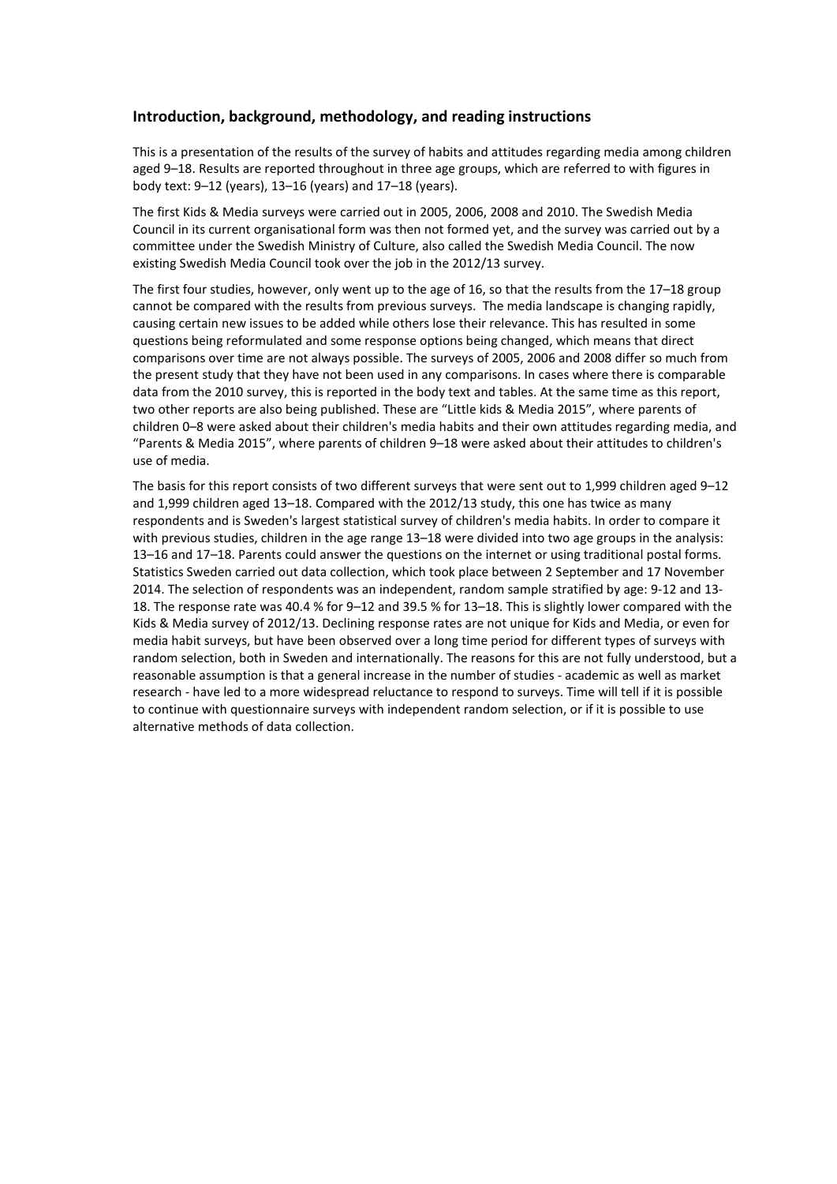## Introduction, background, methodology, and reading instructions

This is a presentation of the results of the survey of habits and attitudes regarding media among children aged 9–18. Results are reported throughout in three age groups, which are referred to with figures in body text: 9–12 (years), 13–16 (years) and 17–18 (years).

The first Kids & Media surveys were carried out in 2005, 2006, 2008 and 2010. The Swedish Media Council in its current organisational form was then not formed yet, and the survey was carried out by a committee under the Swedish Ministry of Culture, also called the Swedish Media Council. The now existing Swedish Media Council took over the job in the 2012/13 survey.

The first four studies, however, only went up to the age of 16, so that the results from the 17–18 group cannot be compared with the results from previous surveys. The media landscape is changing rapidly, causing certain new issues to be added while others lose their relevance. This has resulted in some questions being reformulated and some response options being changed, which means that direct comparisons over time are not always possible. The surveys of 2005, 2006 and 2008 differ so much from the present study that they have not been used in any comparisons. In cases where there is comparable data from the 2010 survey, this is reported in the body text and tables. At the same time as this report, two other reports are also being published. These are "Little kids & Media 2015", where parents of children 0–8 were asked about their children's media habits and their own attitudes regarding media, and "Parents & Media 2015", where parents of children 9–18 were asked about their attitudes to children's use of media.

The basis for this report consists of two different surveys that were sent out to 1,999 children aged 9–12 and 1,999 children aged 13–18. Compared with the 2012/13 study, this one has twice as many respondents and is Sweden's largest statistical survey of children's media habits. In order to compare it with previous studies, children in the age range 13–18 were divided into two age groups in the analysis: 13–16 and 17–18. Parents could answer the questions on the internet or using traditional postal forms. Statistics Sweden carried out data collection, which took place between 2 September and 17 November 2014. The selection of respondents was an independent, random sample stratified by age: 9-12 and 13-18. The response rate was 40.4 % for 9–12 and 39.5 % for 13–18. This is slightly lower compared with the Kids & Media survey of 2012/13. Declining response rates are not unique for Kids and Media, or even for media habit surveys, but have been observed over a long time period for different types of surveys with random selection, both in Sweden and internationally. The reasons for this are not fully understood, but a reasonable assumption is that a general increase in the number of studies - academic as well as market research - have led to a more widespread reluctance to respond to surveys. Time will tell if it is possible to continue with questionnaire surveys with independent random selection, or if it is possible to use alternative methods of data collection.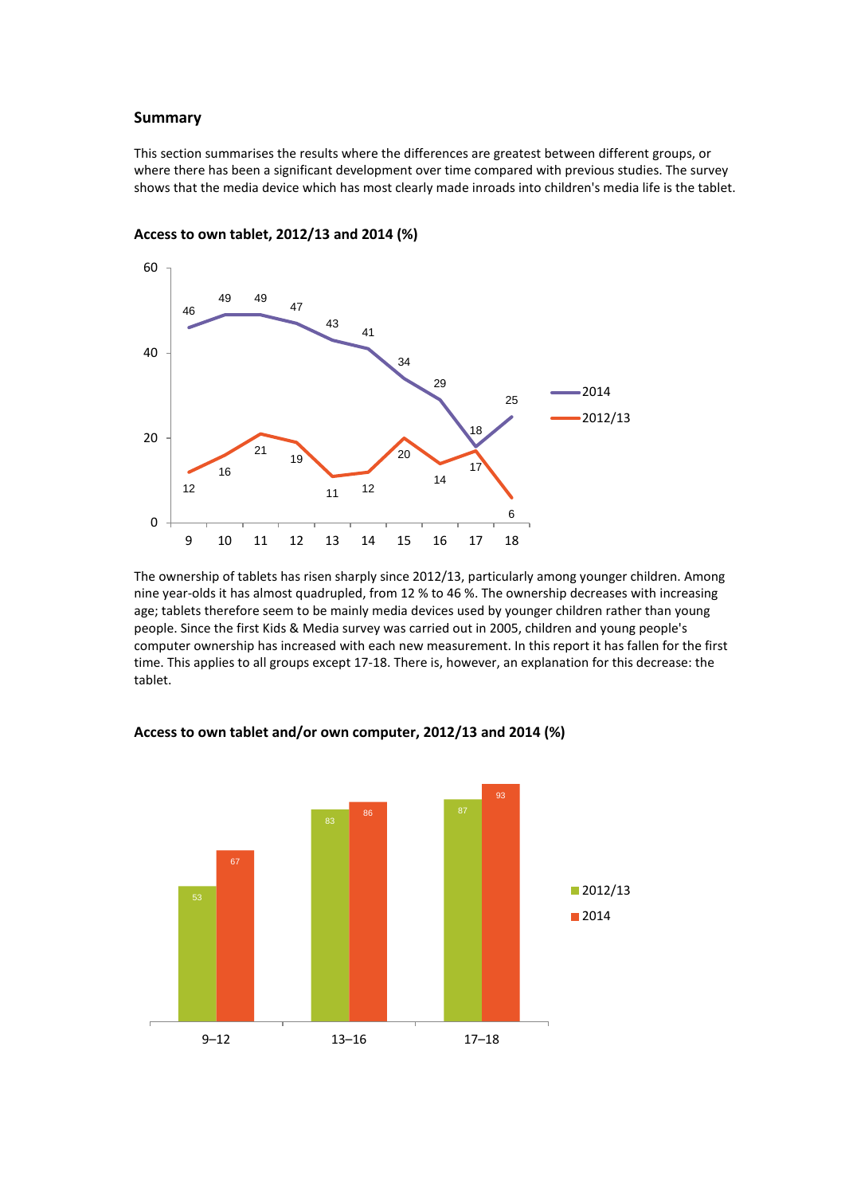## Summary

This section summarises the results where the differences are greatest between different groups, or where there has been a significant development over time compared with previous studies. The survey shows that the media device which has most clearly made inroads into children's media life is the tablet.

**Access to own tablet, 2012/13 and 2014 (%)**

| Age | 9 | 10 | 11 | 12 | 13 | 14 | 15 | 16 | 17 | 18 |
|---|---|---|---|---|---|---|---|---|---|---|
| 2014 | 46 | 49 | 49 | 47 | 43 | 41 | 34 | 29 | 18 | 25 |
| 2012/13 | 12 | 16 | 21 | 19 | 11 | 12 | 20 | 14 | 17 | 6 |

The ownership of tablets has risen sharply since 2012/13, particularly among younger children. Among nine year-olds it has almost quadrupled, from 12 % to 46 %. The ownership decreases with increasing age; tablets therefore seem to be mainly media devices used by younger children rather than young people. Since the first Kids & Media survey was carried out in 2005, children and young people's computer ownership has increased with each new measurement. In this report it has fallen for the first time. This applies to all groups except 17-18. There is, however, an explanation for this decrease: the tablet.

**Access to own tablet and/or own computer, 2012/13 and 2014 (%)**

| | 9–12 | 13–16 | 17–18 |
|---|---|---|---|
| 2012/13 | 53 | 83 | 87 |
| 2014 | 67 | 86 | 93 |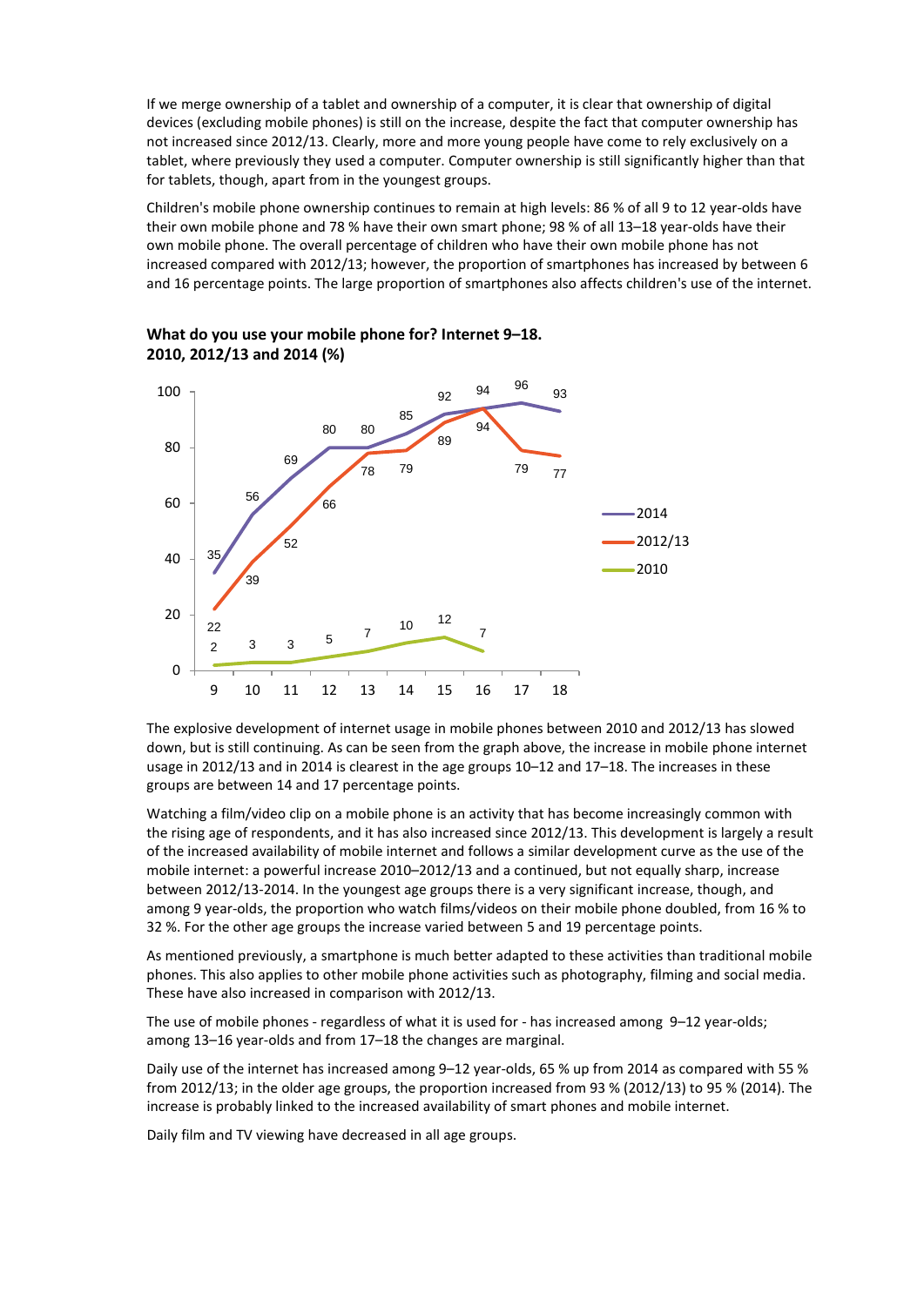If we merge ownership of a tablet and ownership of a computer, it is clear that ownership of digital devices (excluding mobile phones) is still on the increase, despite the fact that computer ownership has not increased since 2012/13. Clearly, more and more young people have come to rely exclusively on a tablet, where previously they used a computer. Computer ownership is still significantly higher than that for tablets, though, apart from in the youngest groups.

Children's mobile phone ownership continues to remain at high levels: 86 % of all 9 to 12 year-olds have their own mobile phone and 78 % have their own smart phone; 98 % of all 13–18 year-olds have their own mobile phone. The overall percentage of children who have their own mobile phone has not increased compared with 2012/13; however, the proportion of smartphones has increased by between 6 and 16 percentage points. The large proportion of smartphones also affects children's use of the internet.

**What do you use your mobile phone for? Internet 9–18. 2010, 2012/13 and 2014 (%)**

| Age | 9 | 10 | 11 | 12 | 13 | 14 | 15 | 16 | 17 | 18 |
|---|---|---|---|---|---|---|---|---|---|---|
| 2014 | 35 | 56 | 69 | 80 | 80 | 85 | 92 | 94 | 96 | 93 |
| 2012/13 | 22 | 39 | 52 | 66 | 78 | 79 | 89 | 94 | 79 | 77 |
| 2010 | 2 | 3 | 3 | 5 | 7 | 10 | 12 | 7 | | |

The explosive development of internet usage in mobile phones between 2010 and 2012/13 has slowed down, but is still continuing. As can be seen from the graph above, the increase in mobile phone internet usage in 2012/13 and in 2014 is clearest in the age groups 10–12 and 17–18. The increases in these groups are between 14 and 17 percentage points.

Watching a film/video clip on a mobile phone is an activity that has become increasingly common with the rising age of respondents, and it has also increased since 2012/13. This development is largely a result of the increased availability of mobile internet and follows a similar development curve as the use of the mobile internet: a powerful increase 2010–2012/13 and a continued, but not equally sharp, increase between 2012/13-2014. In the youngest age groups there is a very significant increase, though, and among 9 year-olds, the proportion who watch films/videos on their mobile phone doubled, from 16 % to 32 %. For the other age groups the increase varied between 5 and 19 percentage points.

As mentioned previously, a smartphone is much better adapted to these activities than traditional mobile phones. This also applies to other mobile phone activities such as photography, filming and social media. These have also increased in comparison with 2012/13.

The use of mobile phones - regardless of what it is used for - has increased among 9–12 year-olds; among 13–16 year-olds and from 17–18 the changes are marginal.

Daily use of the internet has increased among 9–12 year-olds, 65 % up from 2014 as compared with 55 % from 2012/13; in the older age groups, the proportion increased from 93 % (2012/13) to 95 % (2014). The increase is probably linked to the increased availability of smart phones and mobile internet.

Daily film and TV viewing have decreased in all age groups.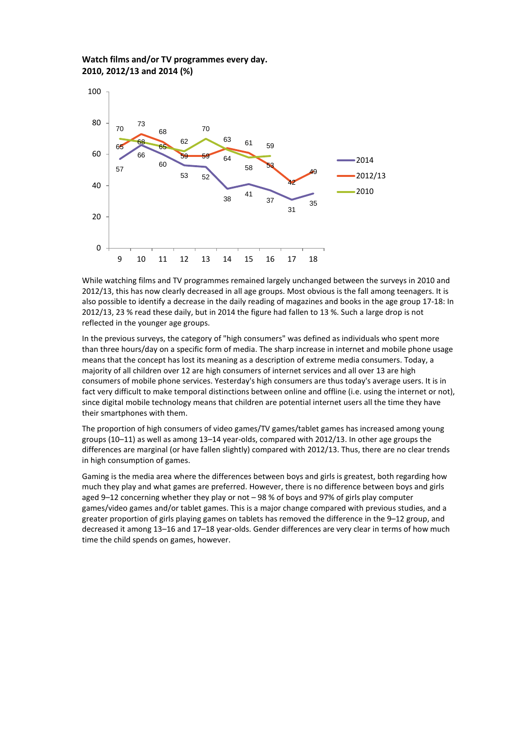**Watch films and/or TV programmes every day.**
**2010, 2012/13 and 2014 (%)**

| Age | 2014 | 2012/13 | 2010 |
|---|---|---|---|
| 9 | 57 | 65 | 70 |
| 10 | 66 | 73 | 68 |
| 11 | 60 | 68 | 65 |
| 12 | 53 | 59 | 62 |
| 13 | 52 | 59 | 70 |
| 14 | 38 | 64 | 63 |
| 15 | 41 | 61 | 58 |
| 16 | 37 | 53 | 59 |
| 17 | 31 | 42 | |
| 18 | 35 | 49 | |

While watching films and TV programmes remained largely unchanged between the surveys in 2010 and 2012/13, this has now clearly decreased in all age groups. Most obvious is the fall among teenagers. It is also possible to identify a decrease in the daily reading of magazines and books in the age group 17-18: In 2012/13, 23 % read these daily, but in 2014 the figure had fallen to 13 %. Such a large drop is not reflected in the younger age groups.

In the previous surveys, the category of "high consumers" was defined as individuals who spent more than three hours/day on a specific form of media. The sharp increase in internet and mobile phone usage means that the concept has lost its meaning as a description of extreme media consumers. Today, a majority of all children over 12 are high consumers of internet services and all over 13 are high consumers of mobile phone services. Yesterday's high consumers are thus today's average users. It is in fact very difficult to make temporal distinctions between online and offline (i.e. using the internet or not), since digital mobile technology means that children are potential internet users all the time they have their smartphones with them.

The proportion of high consumers of video games/TV games/tablet games has increased among young groups (10–11) as well as among 13–14 year-olds, compared with 2012/13. In other age groups the differences are marginal (or have fallen slightly) compared with 2012/13. Thus, there are no clear trends in high consumption of games.

Gaming is the media area where the differences between boys and girls is greatest, both regarding how much they play and what games are preferred. However, there is no difference between boys and girls aged 9–12 concerning whether they play or not – 98 % of boys and 97% of girls play computer games/video games and/or tablet games. This is a major change compared with previous studies, and a greater proportion of girls playing games on tablets has removed the difference in the 9–12 group, and decreased it among 13–16 and 17–18 year-olds. Gender differences are very clear in terms of how much time the child spends on games, however.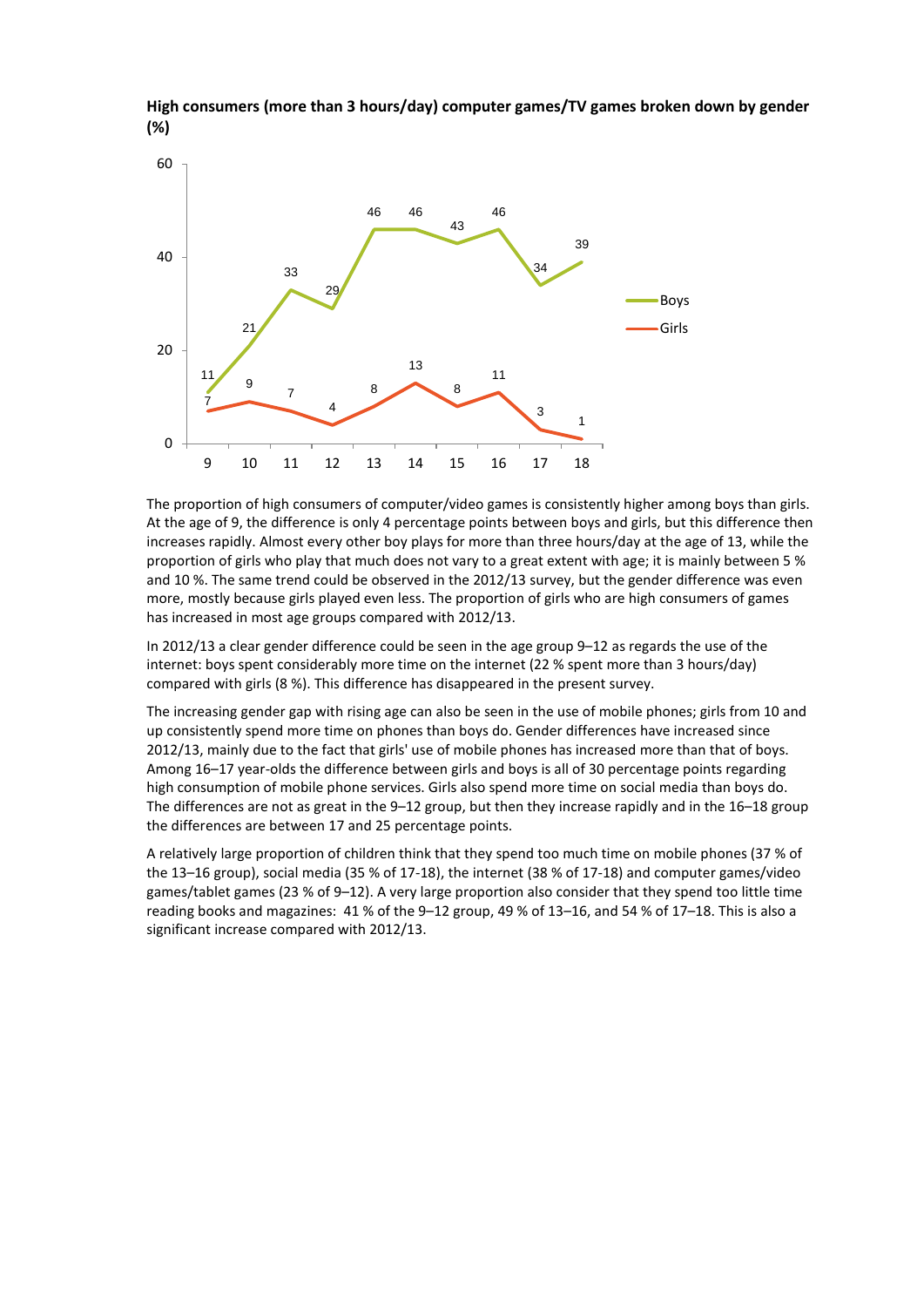**High consumers (more than 3 hours/day) computer games/TV games broken down by gender (%)**

| Age | 9 | 10 | 11 | 12 | 13 | 14 | 15 | 16 | 17 | 18 |
|---|---|---|---|---|---|---|---|---|---|---|
| Boys | 11 | 21 | 33 | 29 | 46 | 46 | 43 | 46 | 34 | 39 |
| Girls | 7 | 9 | 7 | 4 | 8 | 13 | 8 | 11 | 3 | 1 |

The proportion of high consumers of computer/video games is consistently higher among boys than girls. At the age of 9, the difference is only 4 percentage points between boys and girls, but this difference then increases rapidly. Almost every other boy plays for more than three hours/day at the age of 13, while the proportion of girls who play that much does not vary to a great extent with age; it is mainly between 5 % and 10 %. The same trend could be observed in the 2012/13 survey, but the gender difference was even more, mostly because girls played even less. The proportion of girls who are high consumers of games has increased in most age groups compared with 2012/13.

In 2012/13 a clear gender difference could be seen in the age group 9–12 as regards the use of the internet: boys spent considerably more time on the internet (22 % spent more than 3 hours/day) compared with girls (8 %). This difference has disappeared in the present survey.

The increasing gender gap with rising age can also be seen in the use of mobile phones; girls from 10 and up consistently spend more time on phones than boys do. Gender differences have increased since 2012/13, mainly due to the fact that girls' use of mobile phones has increased more than that of boys. Among 16–17 year-olds the difference between girls and boys is all of 30 percentage points regarding high consumption of mobile phone services. Girls also spend more time on social media than boys do. The differences are not as great in the 9–12 group, but then they increase rapidly and in the 16–18 group the differences are between 17 and 25 percentage points.

A relatively large proportion of children think that they spend too much time on mobile phones (37 % of the 13–16 group), social media (35 % of 17-18), the internet (38 % of 17-18) and computer games/video games/tablet games (23 % of 9–12). A very large proportion also consider that they spend too little time reading books and magazines: 41 % of the 9–12 group, 49 % of 13–16, and 54 % of 17–18. This is also a significant increase compared with 2012/13.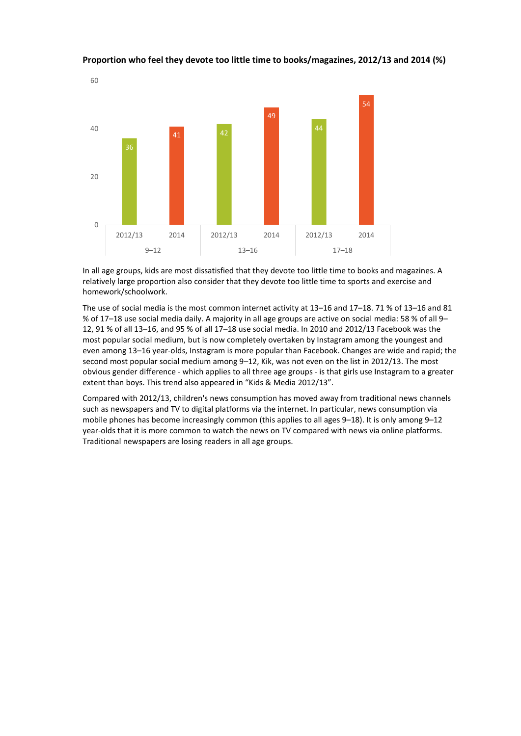**Proportion who feel they devote too little time to books/magazines, 2012/13 and 2014 (%)**

60
40
20
0

36
41
42
49
44
54

2012/13 2014 2012/13 2014 2012/13 2014

9–12 13–16 17–18

In all age groups, kids are most dissatisfied that they devote too little time to books and magazines. A relatively large proportion also consider that they devote too little time to sports and exercise and homework/schoolwork.

The use of social media is the most common internet activity at 13–16 and 17–18. 71 % of 13–16 and 81 % of 17–18 use social media daily. A majority in all age groups are active on social media: 58 % of all 9–12, 91 % of all 13–16, and 95 % of all 17–18 use social media. In 2010 and 2012/13 Facebook was the most popular social medium, but is now completely overtaken by Instagram among the youngest and even among 13–16 year-olds, Instagram is more popular than Facebook. Changes are wide and rapid; the second most popular social medium among 9–12, Kik, was not even on the list in 2012/13. The most obvious gender difference - which applies to all three age groups - is that girls use Instagram to a greater extent than boys. This trend also appeared in "Kids & Media 2012/13".

Compared with 2012/13, children's news consumption has moved away from traditional news channels such as newspapers and TV to digital platforms via the internet. In particular, news consumption via mobile phones has become increasingly common (this applies to all ages 9–18). It is only among 9–12 year-olds that it is more common to watch the news on TV compared with news via online platforms. Traditional newspapers are losing readers in all age groups.